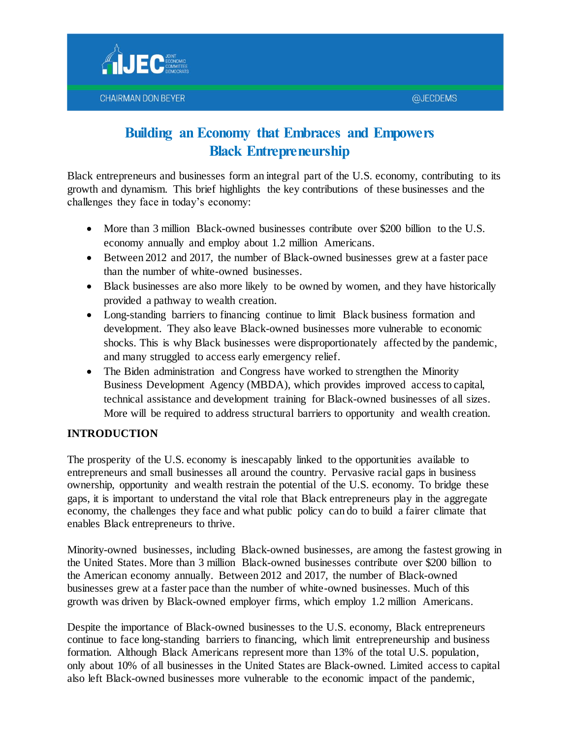JEC JOINT ECONOMIC COMMITTEE DEMOCRATS

CHAIRMAN DON BEYER — @JECDEMS

# Building an Economy that Embraces and Empowers Black Entrepreneurship

Black entrepreneurs and businesses form an integral part of the U.S. economy, contributing to its growth and dynamism. This brief highlights the key contributions of these businesses and the challenges they face in today's economy:

- More than 3 million Black-owned businesses contribute over $200 billion to the U.S. economy annually and employ about 1.2 million Americans.
- Between 2012 and 2017, the number of Black-owned businesses grew at a faster pace than the number of white-owned businesses.
- Black businesses are also more likely to be owned by women, and they have historically provided a pathway to wealth creation.
- Long-standing barriers to financing continue to limit Black business formation and development. They also leave Black-owned businesses more vulnerable to economic shocks. This is why Black businesses were disproportionately affected by the pandemic, and many struggled to access early emergency relief.
- The Biden administration and Congress have worked to strengthen the Minority Business Development Agency (MBDA), which provides improved access to capital, technical assistance and development training for Black-owned businesses of all sizes. More will be required to address structural barriers to opportunity and wealth creation.

## INTRODUCTION

The prosperity of the U.S. economy is inescapably linked to the opportunities available to entrepreneurs and small businesses all around the country. Pervasive racial gaps in business ownership, opportunity and wealth restrain the potential of the U.S. economy. To bridge these gaps, it is important to understand the vital role that Black entrepreneurs play in the aggregate economy, the challenges they face and what public policy can do to build a fairer climate that enables Black entrepreneurs to thrive.

Minority-owned businesses, including Black-owned businesses, are among the fastest growing in the United States. More than 3 million Black-owned businesses contribute over $200 billion to the American economy annually. Between 2012 and 2017, the number of Black-owned businesses grew at a faster pace than the number of white-owned businesses. Much of this growth was driven by Black-owned employer firms, which employ 1.2 million Americans.

Despite the importance of Black-owned businesses to the U.S. economy, Black entrepreneurs continue to face long-standing barriers to financing, which limit entrepreneurship and business formation. Although Black Americans represent more than 13% of the total U.S. population, only about 10% of all businesses in the United States are Black-owned. Limited access to capital also left Black-owned businesses more vulnerable to the economic impact of the pandemic,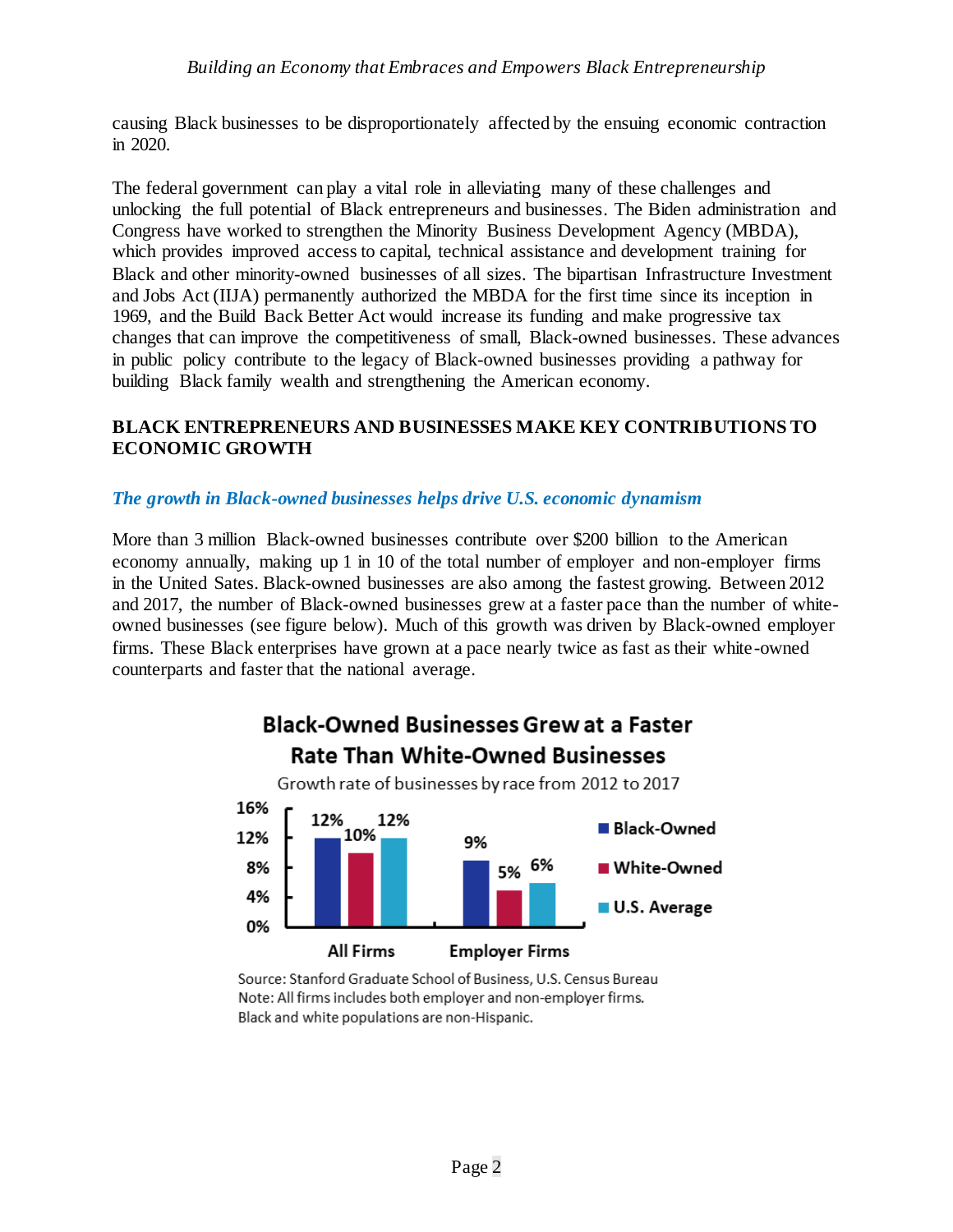causing Black businesses to be disproportionately affected by the ensuing economic contraction in 2020.

The federal government can play a vital role in alleviating many of these challenges and unlocking the full potential of Black entrepreneurs and businesses. The Biden administration and Congress have worked to strengthen the Minority Business Development Agency (MBDA), which provides improved access to capital, technical assistance and development training for Black and other minority-owned businesses of all sizes. The bipartisan Infrastructure Investment and Jobs Act (IIJA) permanently authorized the MBDA for the first time since its inception in 1969, and the Build Back Better Act would increase its funding and make progressive tax changes that can improve the competitiveness of small, Black-owned businesses. These advances in public policy contribute to the legacy of Black-owned businesses providing a pathway for building Black family wealth and strengthening the American economy.

## BLACK ENTREPRENEURS AND BUSINESSES MAKE KEY CONTRIBUTIONS TO ECONOMIC GROWTH

### *The growth in Black-owned businesses helps drive U.S. economic dynamism*

More than 3 million Black-owned businesses contribute over $200 billion to the American economy annually, making up 1 in 10 of the total number of employer and non-employer firms in the United Sates. Black-owned businesses are also among the fastest growing. Between 2012 and 2017, the number of Black-owned businesses grew at a faster pace than the number of white-owned businesses (see figure below). Much of this growth was driven by Black-owned employer firms. These Black enterprises have grown at a pace nearly twice as fast as their white-owned counterparts and faster that the national average.

**Black-Owned Businesses Grew at a Faster Rate Than White-Owned Businesses**

Growth rate of businesses by race from 2012 to 2017

| | Black-Owned | White-Owned | U.S. Average |
|---|---|---|---|
| All Firms | 12% | 10% | 12% |
| Employer Firms | 9% | 5% | 6% |

Source: Stanford Graduate School of Business, U.S. Census Bureau
Note: All firms includes both employer and non-employer firms.
Black and white populations are non-Hispanic.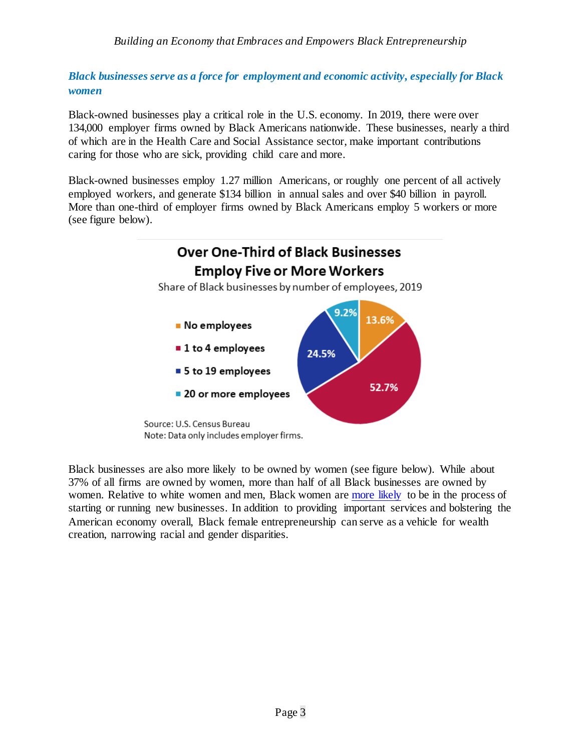### *Black businesses serve as a force for employment and economic activity, especially for Black women*

Black-owned businesses play a critical role in the U.S. economy. In 2019, there were over 134,000 employer firms owned by Black Americans nationwide. These businesses, nearly a third of which are in the Health Care and Social Assistance sector, make important contributions caring for those who are sick, providing child care and more.

Black-owned businesses employ 1.27 million Americans, or roughly one percent of all actively employed workers, and generate $134 billion in annual sales and over $40 billion in payroll. More than one-third of employer firms owned by Black Americans employ 5 workers or more (see figure below).

**Over One-Third of Black Businesses Employ Five or More Workers**

Share of Black businesses by number of employees, 2019

| Number of employees | Share |
| --- | --- |
| No employees | 13.6% |
| 1 to 4 employees | 52.7% |
| 5 to 19 employees | 24.5% |
| 20 or more employees | 9.2% |

Source: U.S. Census Bureau
Note: Data only includes employer firms.

Black businesses are also more likely to be owned by women (see figure below). While about 37% of all firms are owned by women, more than half of all Black businesses are owned by women. Relative to white women and men, Black women are more likely to be in the process of starting or running new businesses. In addition to providing important services and bolstering the American economy overall, Black female entrepreneurship can serve as a vehicle for wealth creation, narrowing racial and gender disparities.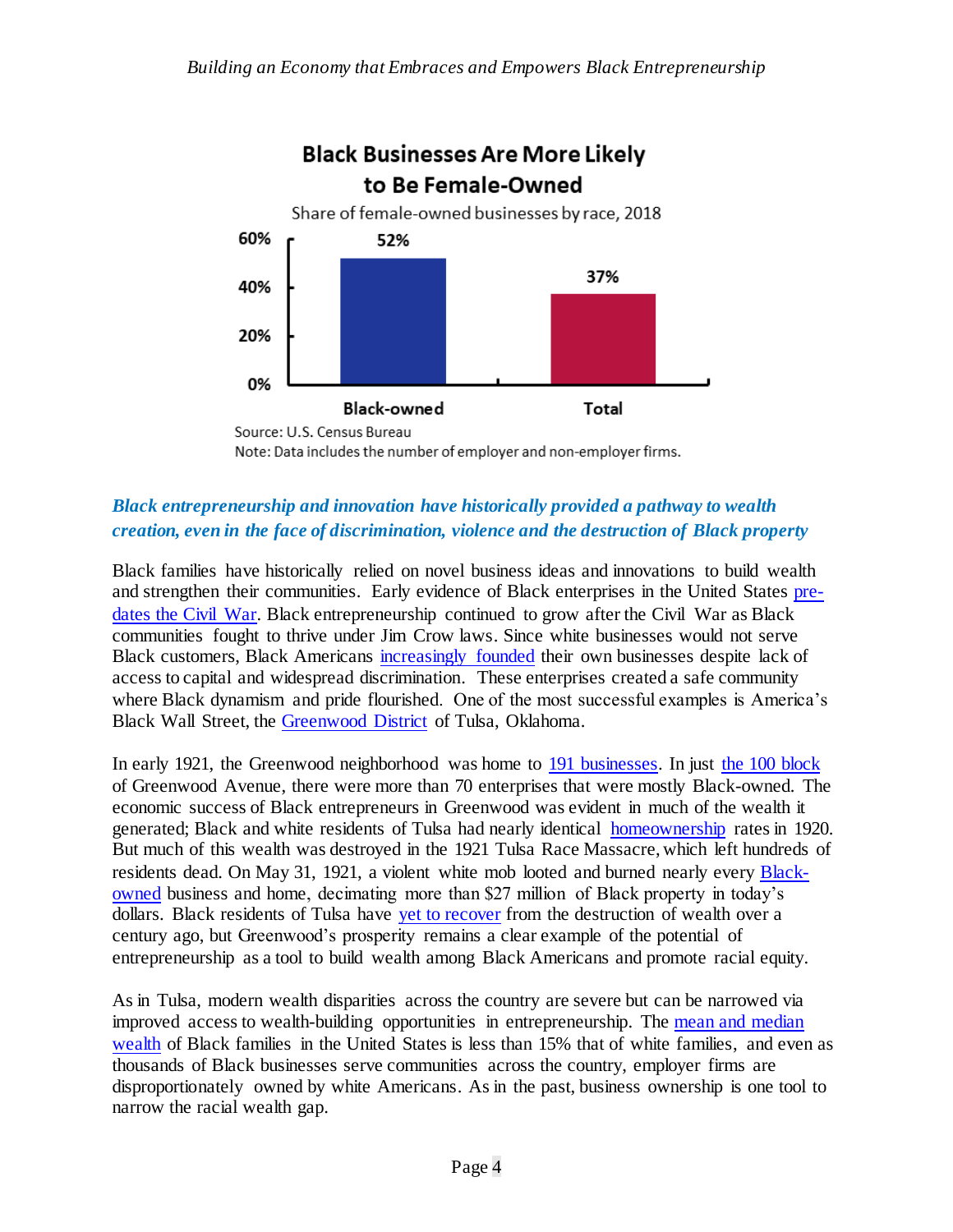**Black Businesses Are More Likely to Be Female-Owned**

Share of female-owned businesses by race, 2018

| | Share |
|---|---|
| Black-owned | 52% |
| Total | 37% |

Source: U.S. Census Bureau

Note: Data includes the number of employer and non-employer firms.

### *Black entrepreneurship and innovation have historically provided a pathway to wealth creation, even in the face of discrimination, violence and the destruction of Black property*

Black families have historically relied on novel business ideas and innovations to build wealth and strengthen their communities. Early evidence of Black enterprises in the United States pre-dates the Civil War. Black entrepreneurship continued to grow after the Civil War as Black communities fought to thrive under Jim Crow laws. Since white businesses would not serve Black customers, Black Americans increasingly founded their own businesses despite lack of access to capital and widespread discrimination. These enterprises created a safe community where Black dynamism and pride flourished. One of the most successful examples is America's Black Wall Street, the Greenwood District of Tulsa, Oklahoma.

In early 1921, the Greenwood neighborhood was home to 191 businesses. In just the 100 block of Greenwood Avenue, there were more than 70 enterprises that were mostly Black-owned. The economic success of Black entrepreneurs in Greenwood was evident in much of the wealth it generated; Black and white residents of Tulsa had nearly identical homeownership rates in 1920. But much of this wealth was destroyed in the 1921 Tulsa Race Massacre, which left hundreds of residents dead. On May 31, 1921, a violent white mob looted and burned nearly every Black-owned business and home, decimating more than $27 million of Black property in today's dollars. Black residents of Tulsa have yet to recover from the destruction of wealth over a century ago, but Greenwood's prosperity remains a clear example of the potential of entrepreneurship as a tool to build wealth among Black Americans and promote racial equity.

As in Tulsa, modern wealth disparities across the country are severe but can be narrowed via improved access to wealth-building opportunities in entrepreneurship. The mean and median wealth of Black families in the United States is less than 15% that of white families, and even as thousands of Black businesses serve communities across the country, employer firms are disproportionately owned by white Americans. As in the past, business ownership is one tool to narrow the racial wealth gap.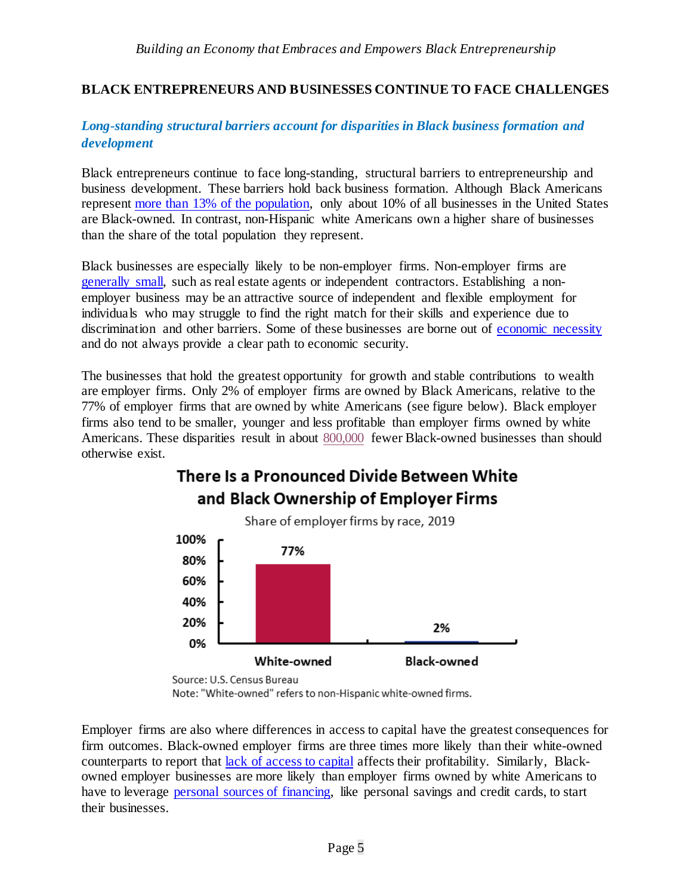## BLACK ENTREPRENEURS AND BUSINESSES CONTINUE TO FACE CHALLENGES

### *Long-standing structural barriers account for disparities in Black business formation and development*

Black entrepreneurs continue to face long-standing, structural barriers to entrepreneurship and business development. These barriers hold back business formation. Although Black Americans represent more than 13% of the population, only about 10% of all businesses in the United States are Black-owned. In contrast, non-Hispanic white Americans own a higher share of businesses than the share of the total population they represent.

Black businesses are especially likely to be non-employer firms. Non-employer firms are generally small, such as real estate agents or independent contractors. Establishing a non-employer business may be an attractive source of independent and flexible employment for individuals who may struggle to find the right match for their skills and experience due to discrimination and other barriers. Some of these businesses are borne out of economic necessity and do not always provide a clear path to economic security.

The businesses that hold the greatest opportunity for growth and stable contributions to wealth are employer firms. Only 2% of employer firms are owned by Black Americans, relative to the 77% of employer firms that are owned by white Americans (see figure below). Black employer firms also tend to be smaller, younger and less profitable than employer firms owned by white Americans. These disparities result in about 800,000 fewer Black-owned businesses than should otherwise exist.

**There Is a Pronounced Divide Between White and Black Ownership of Employer Firms**

Share of employer firms by race, 2019

| | Share of employer firms |
|---|---|
| White-owned | 77% |
| Black-owned | 2% |

Source: U.S. Census Bureau
Note: "White-owned" refers to non-Hispanic white-owned firms.

Employer firms are also where differences in access to capital have the greatest consequences for firm outcomes. Black-owned employer firms are three times more likely than their white-owned counterparts to report that lack of access to capital affects their profitability. Similarly, Black-owned employer businesses are more likely than employer firms owned by white Americans to have to leverage personal sources of financing, like personal savings and credit cards, to start their businesses.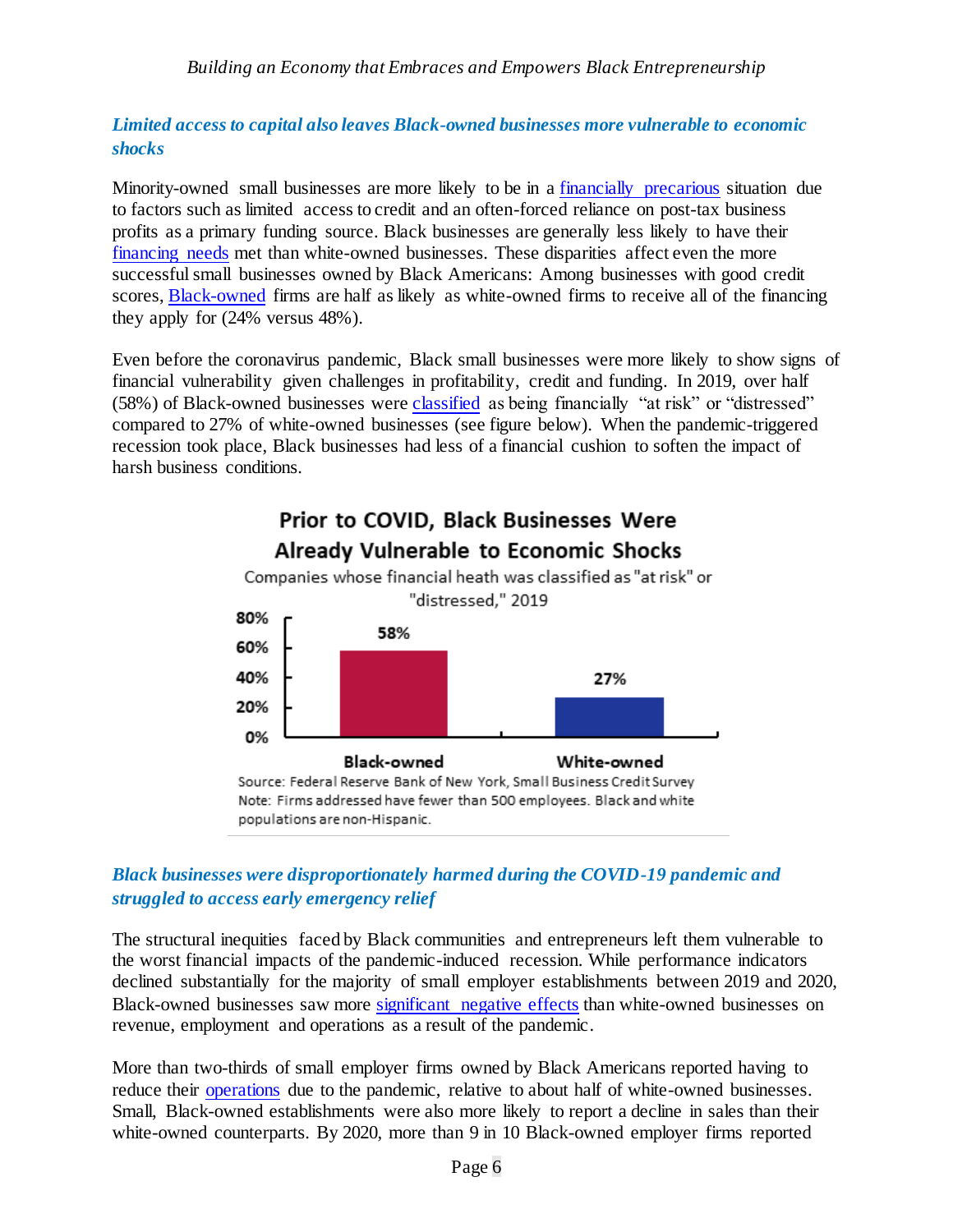### *Limited access to capital also leaves Black-owned businesses more vulnerable to economic shocks*

Minority-owned small businesses are more likely to be in a financially precarious situation due to factors such as limited access to credit and an often-forced reliance on post-tax business profits as a primary funding source. Black businesses are generally less likely to have their financing needs met than white-owned businesses. These disparities affect even the more successful small businesses owned by Black Americans: Among businesses with good credit scores, Black-owned firms are half as likely as white-owned firms to receive all of the financing they apply for (24% versus 48%).

Even before the coronavirus pandemic, Black small businesses were more likely to show signs of financial vulnerability given challenges in profitability, credit and funding. In 2019, over half (58%) of Black-owned businesses were classified as being financially "at risk" or "distressed" compared to 27% of white-owned businesses (see figure below). When the pandemic-triggered recession took place, Black businesses had less of a financial cushion to soften the impact of harsh business conditions.

**Prior to COVID, Black Businesses Were Already Vulnerable to Economic Shocks**

Companies whose financial heath was classified as "at risk" or "distressed," 2019

| | Black-owned | White-owned |
|---|---|---|
| Share | 58% | 27% |

Source: Federal Reserve Bank of New York, Small Business Credit Survey
Note: Firms addressed have fewer than 500 employees. Black and white populations are non-Hispanic.

### *Black businesses were disproportionately harmed during the COVID-19 pandemic and struggled to access early emergency relief*

The structural inequities faced by Black communities and entrepreneurs left them vulnerable to the worst financial impacts of the pandemic-induced recession. While performance indicators declined substantially for the majority of small employer establishments between 2019 and 2020, Black-owned businesses saw more significant negative effects than white-owned businesses on revenue, employment and operations as a result of the pandemic.

More than two-thirds of small employer firms owned by Black Americans reported having to reduce their operations due to the pandemic, relative to about half of white-owned businesses. Small, Black-owned establishments were also more likely to report a decline in sales than their white-owned counterparts. By 2020, more than 9 in 10 Black-owned employer firms reported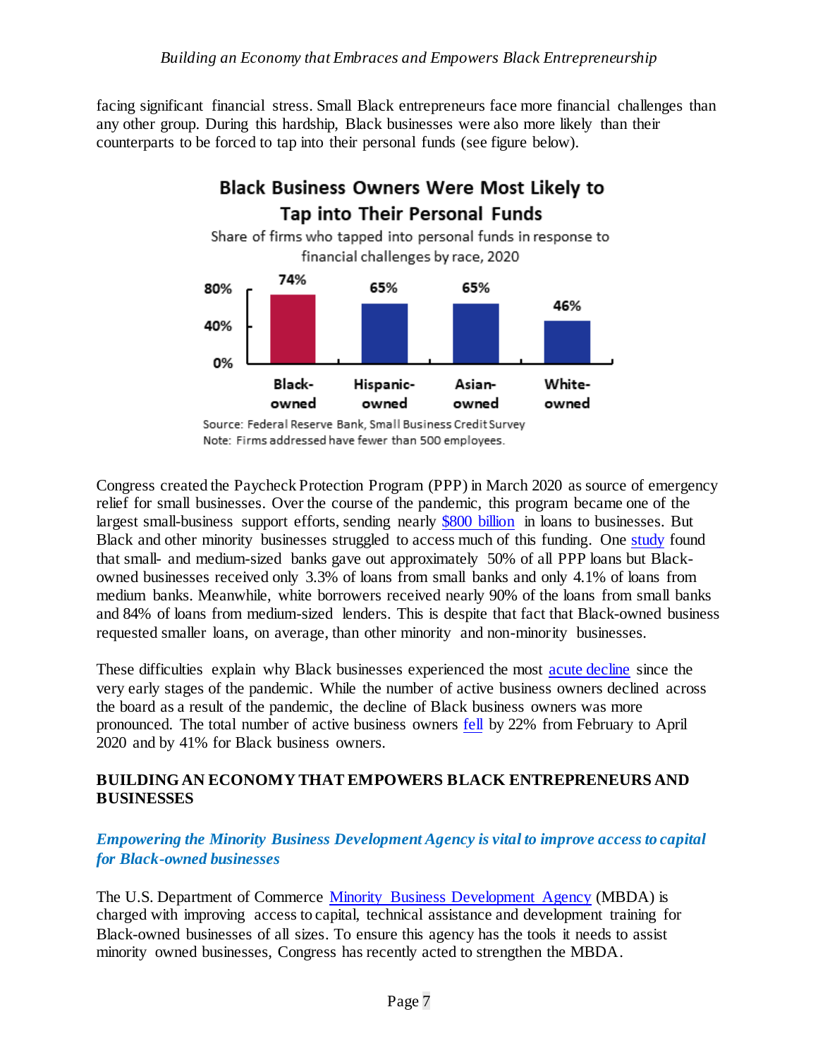facing significant financial stress. Small Black entrepreneurs face more financial challenges than any other group. During this hardship, Black businesses were also more likely than their counterparts to be forced to tap into their personal funds (see figure below).

**Black Business Owners Were Most Likely to Tap into Their Personal Funds**

Share of firms who tapped into personal funds in response to financial challenges by race, 2020

| Black-owned | Hispanic-owned | Asian-owned | White-owned |
|---|---|---|---|
| 74% | 65% | 65% | 46% |

Source: Federal Reserve Bank, Small Business Credit Survey

Note: Firms addressed have fewer than 500 employees.

Congress created the Paycheck Protection Program (PPP) in March 2020 as source of emergency relief for small businesses. Over the course of the pandemic, this program became one of the largest small-business support efforts, sending nearly $800 billion in loans to businesses. But Black and other minority businesses struggled to access much of this funding. One study found that small- and medium-sized banks gave out approximately 50% of all PPP loans but Black-owned businesses received only 3.3% of loans from small banks and only 4.1% of loans from medium banks. Meanwhile, white borrowers received nearly 90% of the loans from small banks and 84% of loans from medium-sized lenders. This is despite that fact that Black-owned business requested smaller loans, on average, than other minority and non-minority businesses.

These difficulties explain why Black businesses experienced the most acute decline since the very early stages of the pandemic. While the number of active business owners declined across the board as a result of the pandemic, the decline of Black business owners was more pronounced. The total number of active business owners fell by 22% from February to April 2020 and by 41% for Black business owners.

## BUILDING AN ECONOMY THAT EMPOWERS BLACK ENTREPRENEURS AND BUSINESSES

### *Empowering the Minority Business Development Agency is vital to improve access to capital for Black-owned businesses*

The U.S. Department of Commerce Minority Business Development Agency (MBDA) is charged with improving access to capital, technical assistance and development training for Black-owned businesses of all sizes. To ensure this agency has the tools it needs to assist minority owned businesses, Congress has recently acted to strengthen the MBDA.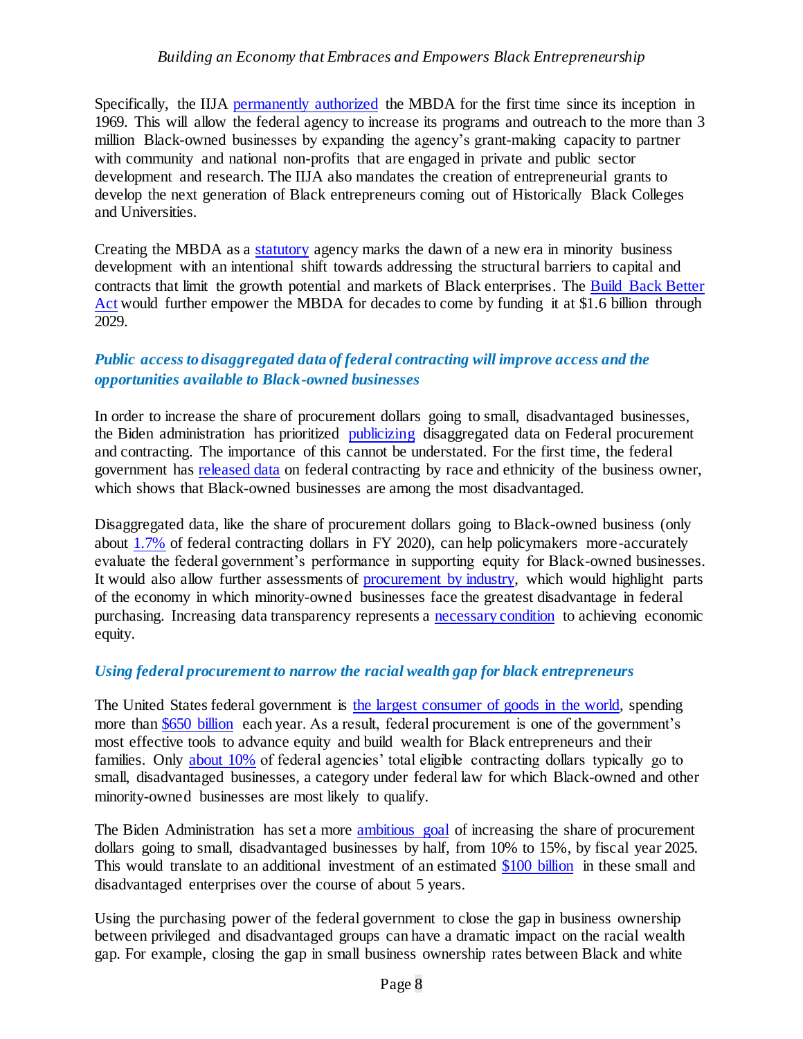Specifically, the IIJA permanently authorized the MBDA for the first time since its inception in 1969. This will allow the federal agency to increase its programs and outreach to the more than 3 million Black-owned businesses by expanding the agency's grant-making capacity to partner with community and national non-profits that are engaged in private and public sector development and research. The IIJA also mandates the creation of entrepreneurial grants to develop the next generation of Black entrepreneurs coming out of Historically Black Colleges and Universities.

Creating the MBDA as a statutory agency marks the dawn of a new era in minority business development with an intentional shift towards addressing the structural barriers to capital and contracts that limit the growth potential and markets of Black enterprises. The Build Back Better Act would further empower the MBDA for decades to come by funding it at $1.6 billion through 2029.

### *Public access to disaggregated data of federal contracting will improve access and the opportunities available to Black-owned businesses*

In order to increase the share of procurement dollars going to small, disadvantaged businesses, the Biden administration has prioritized publicizing disaggregated data on Federal procurement and contracting. The importance of this cannot be understated. For the first time, the federal government has released data on federal contracting by race and ethnicity of the business owner, which shows that Black-owned businesses are among the most disadvantaged.

Disaggregated data, like the share of procurement dollars going to Black-owned business (only about 1.7% of federal contracting dollars in FY 2020), can help policymakers more-accurately evaluate the federal government's performance in supporting equity for Black-owned businesses. It would also allow further assessments of procurement by industry, which would highlight parts of the economy in which minority-owned businesses face the greatest disadvantage in federal purchasing. Increasing data transparency represents a necessary condition to achieving economic equity.

### *Using federal procurement to narrow the racial wealth gap for black entrepreneurs*

The United States federal government is the largest consumer of goods in the world, spending more than $650 billion each year. As a result, federal procurement is one of the government's most effective tools to advance equity and build wealth for Black entrepreneurs and their families. Only about 10% of federal agencies' total eligible contracting dollars typically go to small, disadvantaged businesses, a category under federal law for which Black-owned and other minority-owned businesses are most likely to qualify.

The Biden Administration has set a more ambitious goal of increasing the share of procurement dollars going to small, disadvantaged businesses by half, from 10% to 15%, by fiscal year 2025. This would translate to an additional investment of an estimated $100 billion in these small and disadvantaged enterprises over the course of about 5 years.

Using the purchasing power of the federal government to close the gap in business ownership between privileged and disadvantaged groups can have a dramatic impact on the racial wealth gap. For example, closing the gap in small business ownership rates between Black and white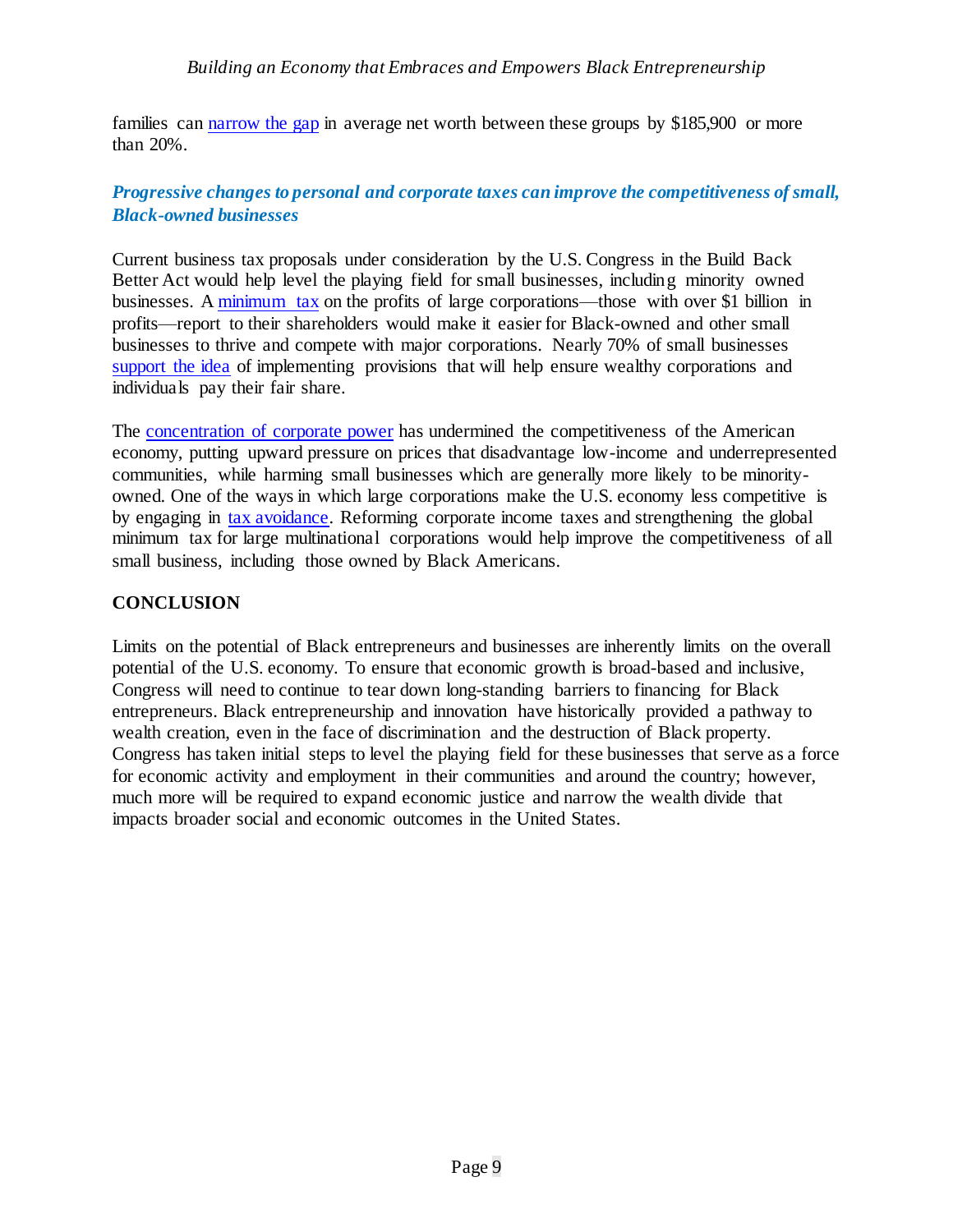families can narrow the gap in average net worth between these groups by $185,900 or more than 20%.

***Progressive changes to personal and corporate taxes can improve the competitiveness of small, Black-owned businesses***

Current business tax proposals under consideration by the U.S. Congress in the Build Back Better Act would help level the playing field for small businesses, including minority owned businesses. A minimum tax on the profits of large corporations—those with over $1 billion in profits—report to their shareholders would make it easier for Black-owned and other small businesses to thrive and compete with major corporations. Nearly 70% of small businesses support the idea of implementing provisions that will help ensure wealthy corporations and individuals pay their fair share.

The concentration of corporate power has undermined the competitiveness of the American economy, putting upward pressure on prices that disadvantage low-income and underrepresented communities, while harming small businesses which are generally more likely to be minority-owned. One of the ways in which large corporations make the U.S. economy less competitive is by engaging in tax avoidance. Reforming corporate income taxes and strengthening the global minimum tax for large multinational corporations would help improve the competitiveness of all small business, including those owned by Black Americans.

## CONCLUSION

Limits on the potential of Black entrepreneurs and businesses are inherently limits on the overall potential of the U.S. economy. To ensure that economic growth is broad-based and inclusive, Congress will need to continue to tear down long-standing barriers to financing for Black entrepreneurs. Black entrepreneurship and innovation have historically provided a pathway to wealth creation, even in the face of discrimination and the destruction of Black property. Congress has taken initial steps to level the playing field for these businesses that serve as a force for economic activity and employment in their communities and around the country; however, much more will be required to expand economic justice and narrow the wealth divide that impacts broader social and economic outcomes in the United States.